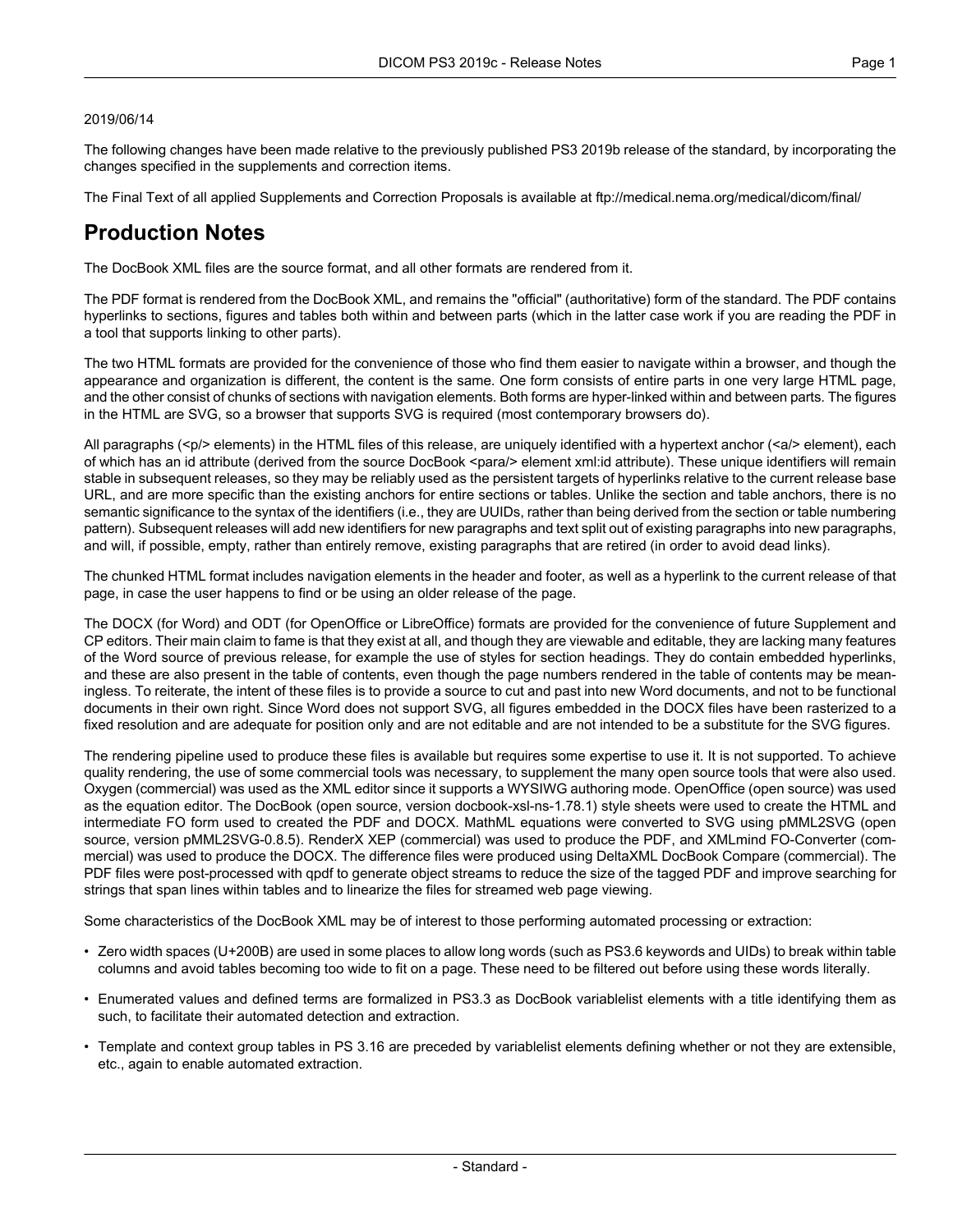2019/06/14

The following changes have been made relative to the previously published PS3 2019b release of the standard, by incorporating the changes specified in the supplements and correction items.

The Final Text of all applied Supplements and Correction Proposals is available at ftp://medical.nema.org/medical/dicom/final/

# Production Notes

The DocBook XML files are the source format, and all other formats are rendered from it.

The PDF format is rendered from the DocBook XML, and remains the "official" (authoritative) form of the standard. The PDF contains hyperlinks to sections, figures and tables both within and between parts (which in the latter case work if you are reading the PDF in a tool that supports linking to other parts).

The two HTML formats are provided for the convenience of those who find them easier to navigate within a browser, and though the appearance and organization is different, the content is the same. One form consists of entire parts in one very large HTML page, and the other consist of chunks of sections with navigation elements. Both forms are hyper-linked within and between parts. The figures in the HTML are SVG, so a browser that supports SVG is required (most contemporary browsers do).

All paragraphs (<p/> elements) in the HTML files of this release, are uniquely identified with a hypertext anchor (<a/> element), each of which has an id attribute (derived from the source DocBook <para/> element xml:id attribute). These unique identifiers will remain stable in subsequent releases, so they may be reliably used as the persistent targets of hyperlinks relative to the current release base URL, and are more specific than the existing anchors for entire sections or tables. Unlike the section and table anchors, there is no semantic significance to the syntax of the identifiers (i.e., they are UUIDs, rather than being derived from the section or table numbering pattern). Subsequent releases will add new identifiers for new paragraphs and text split out of existing paragraphs into new paragraphs, and will, if possible, empty, rather than entirely remove, existing paragraphs that are retired (in order to avoid dead links).

The chunked HTML format includes navigation elements in the header and footer, as well as a hyperlink to the current release of that page, in case the user happens to find or be using an older release of the page.

The DOCX (for Word) and ODT (for OpenOffice or LibreOffice) formats are provided for the convenience of future Supplement and CP editors. Their main claim to fame is that they exist at all, and though they are viewable and editable, they are lacking many features of the Word source of previous release, for example the use of styles for section headings. They do contain embedded hyperlinks, and these are also present in the table of contents, even though the page numbers rendered in the table of contents may be meaningless. To reiterate, the intent of these files is to provide a source to cut and past into new Word documents, and not to be functional documents in their own right. Since Word does not support SVG, all figures embedded in the DOCX files have been rasterized to a fixed resolution and are adequate for position only and are not editable and are not intended to be a substitute for the SVG figures.

The rendering pipeline used to produce these files is available but requires some expertise to use it. It is not supported. To achieve quality rendering, the use of some commercial tools was necessary, to supplement the many open source tools that were also used. Oxygen (commercial) was used as the XML editor since it supports a WYSIWG authoring mode. OpenOffice (open source) was used as the equation editor. The DocBook (open source, version docbook-xsl-ns-1.78.1) style sheets were used to create the HTML and intermediate FO form used to created the PDF and DOCX. MathML equations were converted to SVG using pMML2SVG (open source, version pMML2SVG-0.8.5). RenderX XEP (commercial) was used to produce the PDF, and XMLmind FO-Converter (commercial) was used to produce the DOCX. The difference files were produced using DeltaXML DocBook Compare (commercial). The PDF files were post-processed with qpdf to generate object streams to reduce the size of the tagged PDF and improve searching for strings that span lines within tables and to linearize the files for streamed web page viewing.

Some characteristics of the DocBook XML may be of interest to those performing automated processing or extraction:

- Zero width spaces (U+200B) are used in some places to allow long words (such as PS3.6 keywords and UIDs) to break within table columns and avoid tables becoming too wide to fit on a page. These need to be filtered out before using these words literally.
- Enumerated values and defined terms are formalized in PS3.3 as DocBook variablelist elements with a title identifying them as such, to facilitate their automated detection and extraction.
- Template and context group tables in PS 3.16 are preceded by variablelist elements defining whether or not they are extensible, etc., again to enable automated extraction.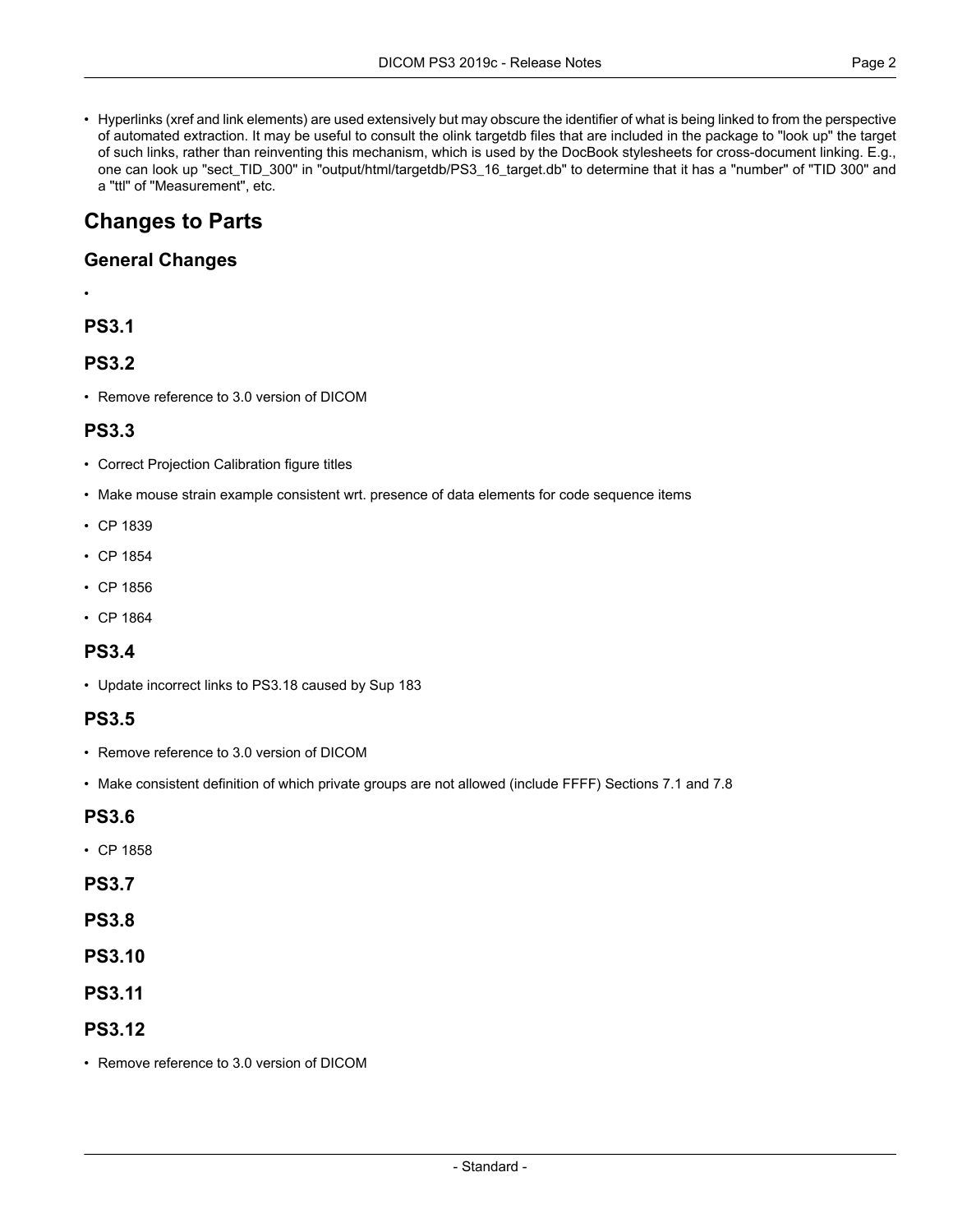- Hyperlinks (xref and link elements) are used extensively but may obscure the identifier of what is being linked to from the perspective of automated extraction. It may be useful to consult the olink targetdb files that are included in the package to "look up" the target of such links, rather than reinventing this mechanism, which is used by the DocBook stylesheets for cross-document linking. E.g., one can look up "sect_TID_300" in "output/html/targetdb/PS3_16_target.db" to determine that it has a "number" of "TID 300" and a "ttl" of "Measurement", etc.

# Changes to Parts

## General Changes

- 

## PS3.1

## PS3.2

- Remove reference to 3.0 version of DICOM

## PS3.3

- Correct Projection Calibration figure titles
- Make mouse strain example consistent wrt. presence of data elements for code sequence items
- CP 1839
- CP 1854
- CP 1856
- CP 1864

## PS3.4

- Update incorrect links to PS3.18 caused by Sup 183

## PS3.5

- Remove reference to 3.0 version of DICOM
- Make consistent definition of which private groups are not allowed (include FFFF) Sections 7.1 and 7.8

## PS3.6

- CP 1858

## PS3.7

## PS3.8

## PS3.10

## PS3.11

## PS3.12

- Remove reference to 3.0 version of DICOM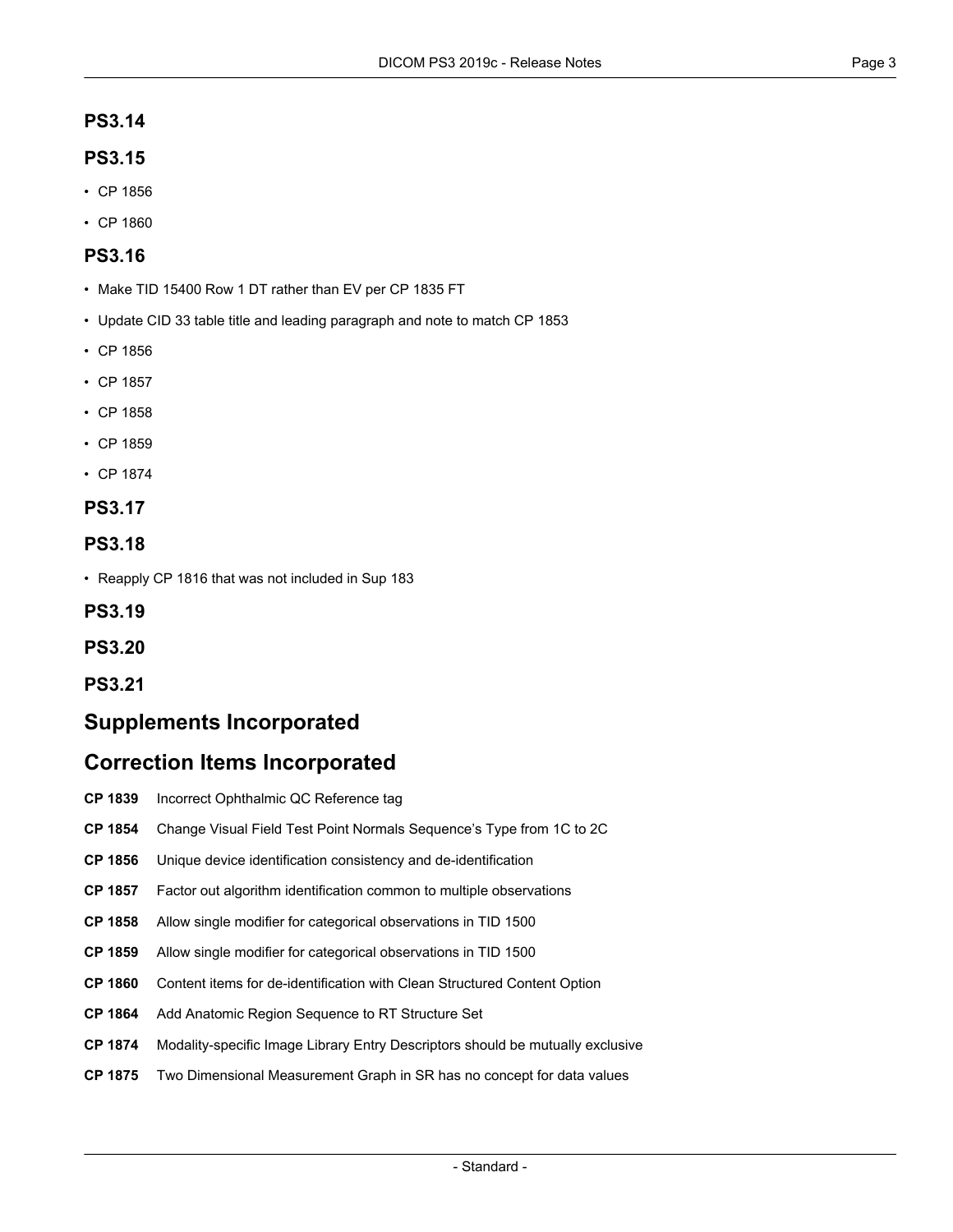## PS3.14

## PS3.15

- CP 1856
- CP 1860

## PS3.16

- Make TID 15400 Row 1 DT rather than EV per CP 1835 FT
- Update CID 33 table title and leading paragraph and note to match CP 1853
- CP 1856
- CP 1857
- CP 1858
- CP 1859
- CP 1874

## PS3.17

## PS3.18

- Reapply CP 1816 that was not included in Sup 183

## PS3.19

## PS3.20

## PS3.21

# Supplements Incorporated

# Correction Items Incorporated

**CP 1839** Incorrect Ophthalmic QC Reference tag

**CP 1854** Change Visual Field Test Point Normals Sequence's Type from 1C to 2C

**CP 1856** Unique device identification consistency and de-identification

**CP 1857** Factor out algorithm identification common to multiple observations

**CP 1858** Allow single modifier for categorical observations in TID 1500

**CP 1859** Allow single modifier for categorical observations in TID 1500

**CP 1860** Content items for de-identification with Clean Structured Content Option

**CP 1864** Add Anatomic Region Sequence to RT Structure Set

**CP 1874** Modality-specific Image Library Entry Descriptors should be mutually exclusive

**CP 1875** Two Dimensional Measurement Graph in SR has no concept for data values